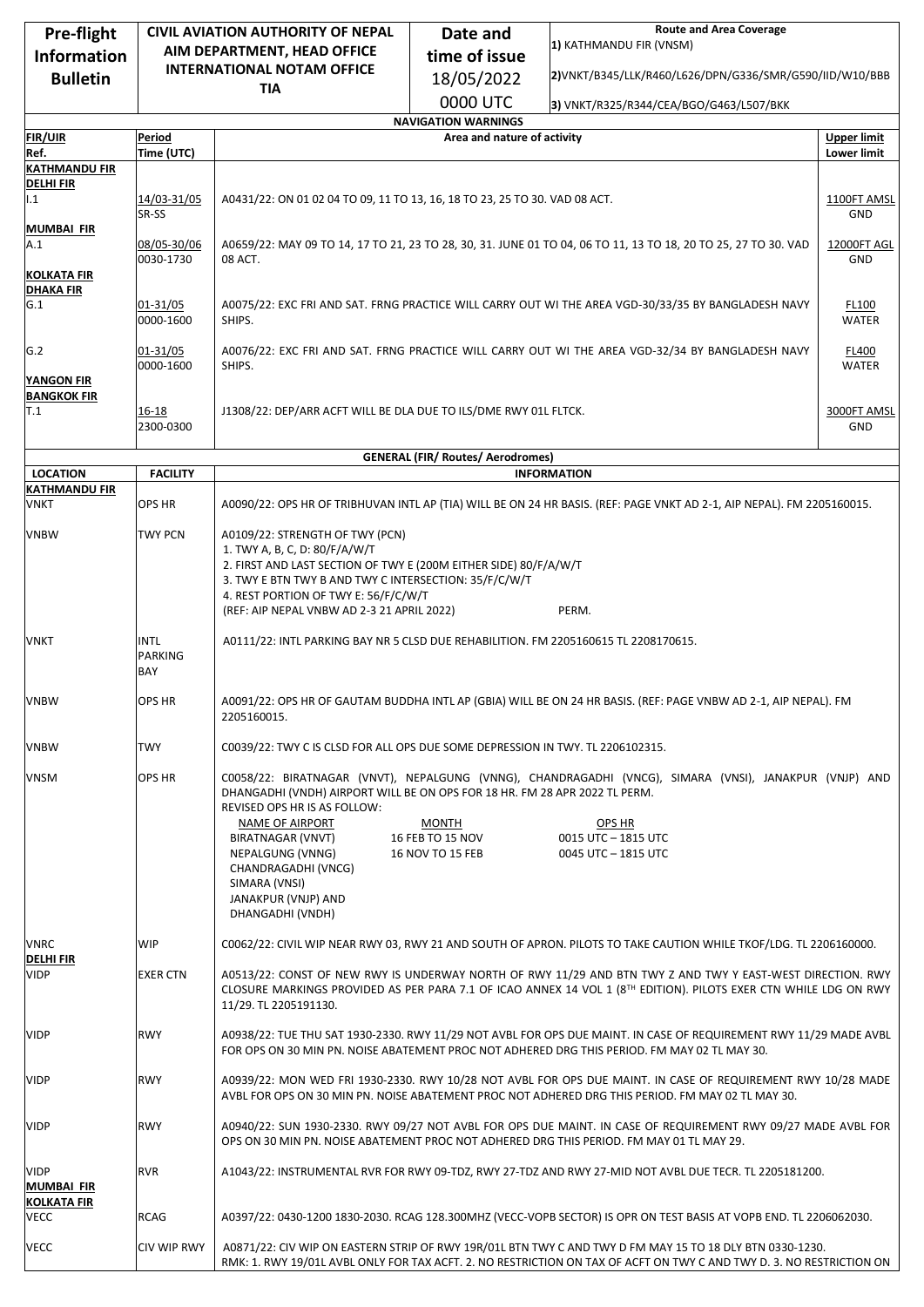| Pre-flight Information Bulletin | CIVIL AVIATION AUTHORITY OF NEPAL AIM DEPARTMENT, HEAD OFFICE INTERNATIONAL NOTAM OFFICE TIA | Date and time of issue 18/05/2022 0000 UTC | Route and Area Coverage 1) KATHMANDU FIR (VNSM) 2)VNKT/B345/LLK/R460/L626/DPN/G336/SMR/G590/IID/W10/BBB 3) VNKT/R325/R344/CEA/BGO/G463/L507/BKK |
|---|---|---|---|

**NAVIGATION WARNINGS**

| FIR/UIR Ref. | Period Time (UTC) | Area and nature of activity | Upper limit Lower limit |
|---|---|---|---|
| **KATHMANDU FIR** | | | |
| **DELHI FIR** | | | |
| I.1 | 14/03-31/05 SR-SS | A0431/22: ON 01 02 04 TO 09, 11 TO 13, 16, 18 TO 23, 25 TO 30. VAD 08 ACT. | 1100FT AMSL GND |
| **MUMBAI FIR** | | | |
| A.1 | 08/05-30/06 0030-1730 | A0659/22: MAY 09 TO 14, 17 TO 21, 23 TO 28, 30, 31. JUNE 01 TO 04, 06 TO 11, 13 TO 18, 20 TO 25, 27 TO 30. VAD 08 ACT. | 12000FT AGL GND |
| **KOLKATA FIR** | | | |
| **DHAKA FIR** | | | |
| G.1 | 01-31/05 0000-1600 | A0075/22: EXC FRI AND SAT. FRNG PRACTICE WILL CARRY OUT WI THE AREA VGD-30/33/35 BY BANGLADESH NAVY SHIPS. | FL100 WATER |
| G.2 | 01-31/05 0000-1600 | A0076/22: EXC FRI AND SAT. FRNG PRACTICE WILL CARRY OUT WI THE AREA VGD-32/34 BY BANGLADESH NAVY SHIPS. | FL400 WATER |
| **YANGON FIR** | | | |
| **BANGKOK FIR** | | | |
| T.1 | 16-18 2300-0300 | J1308/22: DEP/ARR ACFT WILL BE DLA DUE TO ILS/DME RWY 01L FLTCK. | 3000FT AMSL GND |

**GENERAL (FIR/ Routes/ Aerodromes)**

| LOCATION | FACILITY | INFORMATION |
|---|---|---|
| **KATHMANDU FIR** | | |
| VNKT | OPS HR | A0090/22: OPS HR OF TRIBHUVAN INTL AP (TIA) WILL BE ON 24 HR BASIS. (REF: PAGE VNKT AD 2-1, AIP NEPAL). FM 2205160015. |
| VNBW | TWY PCN | A0109/22: STRENGTH OF TWY (PCN) 1. TWY A, B, C, D: 80/F/A/W/T 2. FIRST AND LAST SECTION OF TWY E (200M EITHER SIDE) 80/F/A/W/T 3. TWY E BTN TWY B AND TWY C INTERSECTION: 35/F/C/W/T 4. REST PORTION OF TWY E: 56/F/C/W/T (REF: AIP NEPAL VNBW AD 2-3 21 APRIL 2022) PERM. |
| VNKT | INTL PARKING BAY | A0111/22: INTL PARKING BAY NR 5 CLSD DUE REHABILITION. FM 2205160615 TL 2208170615. |
| VNBW | OPS HR | A0091/22: OPS HR OF GAUTAM BUDDHA INTL AP (GBIA) WILL BE ON 24 HR BASIS. (REF: PAGE VNBW AD 2-1, AIP NEPAL). FM 2205160015. |
| VNBW | TWY | C0039/22: TWY C IS CLSD FOR ALL OPS DUE SOME DEPRESSION IN TWY. TL 2206102315. |
| VNSM | OPS HR | C0058/22: BIRATNAGAR (VNVT), NEPALGUNG (VNNG), CHANDRAGADHI (VNCG), SIMARA (VNSI), JANAKPUR (VNJP) AND DHANGADHI (VNDH) AIRPORT WILL BE ON OPS FOR 18 HR. FM 28 APR 2022 TL PERM. REVISED OPS HR IS AS FOLLOW: NAME OF AIRPORT / MONTH / OPS HR: BIRATNAGAR (VNVT) 16 FEB TO 15 NOV 0015 UTC – 1815 UTC; NEPALGUNG (VNNG) 16 NOV TO 15 FEB 0045 UTC – 1815 UTC; CHANDRAGADHI (VNCG) SIMARA (VNSI) JANAKPUR (VNJP) AND DHANGADHI (VNDH) |
| VNRC | WIP | C0062/22: CIVIL WIP NEAR RWY 03, RWY 21 AND SOUTH OF APRON. PILOTS TO TAKE CAUTION WHILE TKOF/LDG. TL 2206160000. |
| **DELHI FIR** | | |
| VIDP | EXER CTN | A0513/22: CONST OF NEW RWY IS UNDERWAY NORTH OF RWY 11/29 AND BTN TWY Z AND TWY Y EAST-WEST DIRECTION. RWY CLOSURE MARKINGS PROVIDED AS PER PARA 7.1 OF ICAO ANNEX 14 VOL 1 (8TH EDITION). PILOTS EXER CTN WHILE LDG ON RWY 11/29. TL 2205191130. |
| VIDP | RWY | A0938/22: TUE THU SAT 1930-2330. RWY 11/29 NOT AVBL FOR OPS DUE MAINT. IN CASE OF REQUIREMENT RWY 11/29 MADE AVBL FOR OPS ON 30 MIN PN. NOISE ABATEMENT PROC NOT ADHERED DRG THIS PERIOD. FM MAY 02 TL MAY 30. |
| VIDP | RWY | A0939/22: MON WED FRI 1930-2330. RWY 10/28 NOT AVBL FOR OPS DUE MAINT. IN CASE OF REQUIREMENT RWY 10/28 MADE AVBL FOR OPS ON 30 MIN PN. NOISE ABATEMENT PROC NOT ADHERED DRG THIS PERIOD. FM MAY 02 TL MAY 30. |
| VIDP | RWY | A0940/22: SUN 1930-2330. RWY 09/27 NOT AVBL FOR OPS DUE MAINT. IN CASE OF REQUIREMENT RWY 09/27 MADE AVBL FOR OPS ON 30 MIN PN. NOISE ABATEMENT PROC NOT ADHERED DRG THIS PERIOD. FM MAY 01 TL MAY 29. |
| VIDP | RVR | A1043/22: INSTRUMENTAL RVR FOR RWY 09-TDZ, RWY 27-TDZ AND RWY 27-MID NOT AVBL DUE TECR. TL 2205181200. |
| **MUMBAI FIR** | | |
| **KOLKATA FIR** | | |
| VECC | RCAG | A0397/22: 0430-1200 1830-2030. RCAG 128.300MHZ (VECC-VOPB SECTOR) IS OPR ON TEST BASIS AT VOPB END. TL 2206062030. |
| VECC | CIV WIP RWY | A0871/22: CIV WIP ON EASTERN STRIP OF RWY 19R/01L BTN TWY C AND TWY D FM MAY 15 TO 18 DLY BTN 0330-1230. RMK: 1. RWY 19/01L AVBL ONLY FOR TAX ACFT. 2. NO RESTRICTION ON TAX OF ACFT ON TWY C AND TWY D. 3. NO RESTRICTION ON |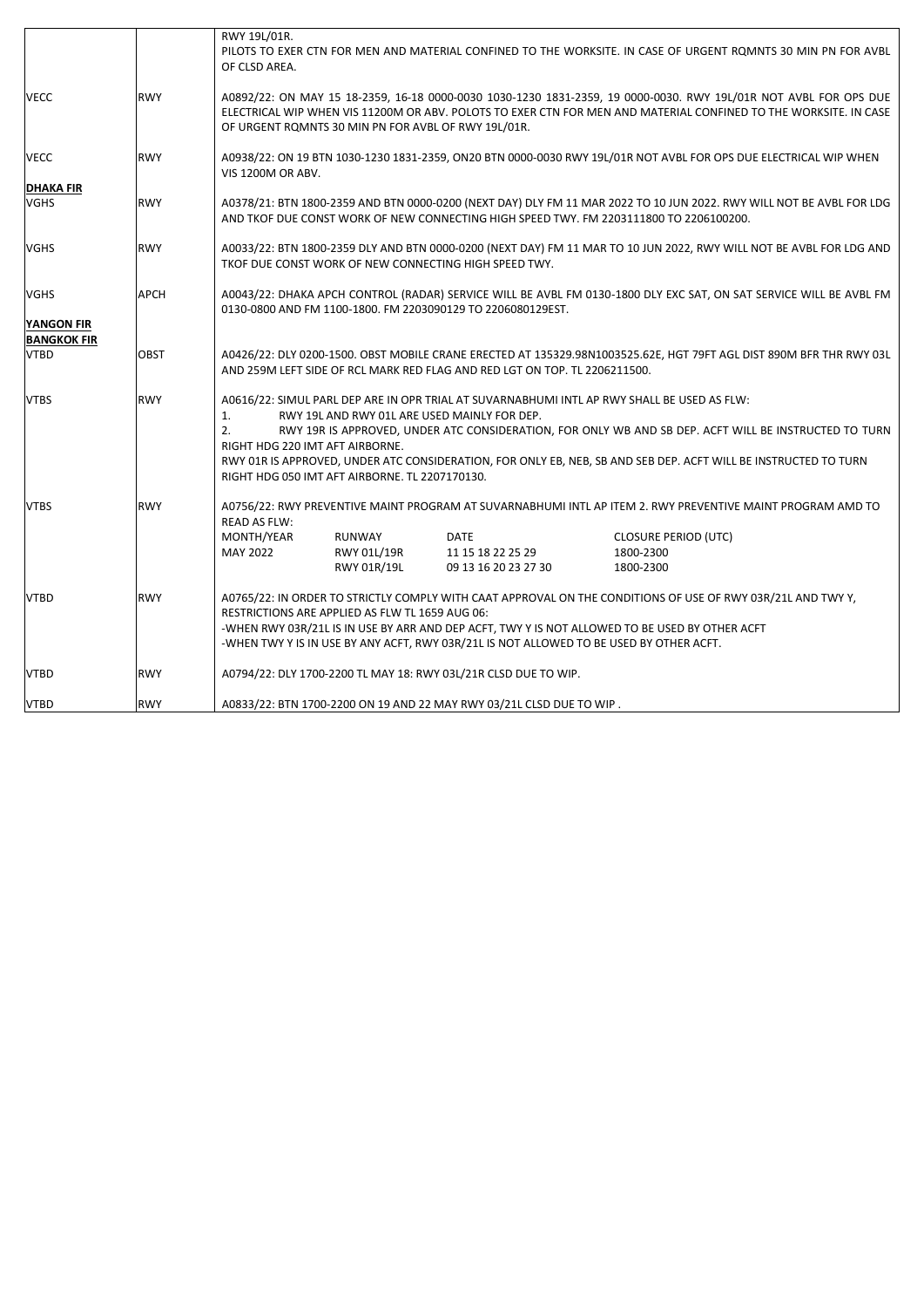| | | |
|---|---|---|
| | | RWY 19L/01R. PILOTS TO EXER CTN FOR MEN AND MATERIAL CONFINED TO THE WORKSITE. IN CASE OF URGENT RQMNTS 30 MIN PN FOR AVBL OF CLSD AREA. |
| VECC | RWY | A0892/22: ON MAY 15 18-2359, 16-18 0000-0030 1030-1230 1831-2359, 19 0000-0030. RWY 19L/01R NOT AVBL FOR OPS DUE ELECTRICAL WIP WHEN VIS 11200M OR ABV. POLOTS TO EXER CTN FOR MEN AND MATERIAL CONFINED TO THE WORKSITE. IN CASE OF URGENT RQMNTS 30 MIN PN FOR AVBL OF RWY 19L/01R. |
| VECC | RWY | A0938/22: ON 19 BTN 1030-1230 1831-2359, ON20 BTN 0000-0030 RWY 19L/01R NOT AVBL FOR OPS DUE ELECTRICAL WIP WHEN VIS 1200M OR ABV. |
| **DHAKA FIR** | | |
| VGHS | RWY | A0378/21: BTN 1800-2359 AND BTN 0000-0200 (NEXT DAY) DLY FM 11 MAR 2022 TO 10 JUN 2022. RWY WILL NOT BE AVBL FOR LDG AND TKOF DUE CONST WORK OF NEW CONNECTING HIGH SPEED TWY. FM 2203111800 TO 2206100200. |
| VGHS | RWY | A0033/22: BTN 1800-2359 DLY AND BTN 0000-0200 (NEXT DAY) FM 11 MAR TO 10 JUN 2022, RWY WILL NOT BE AVBL FOR LDG AND TKOF DUE CONST WORK OF NEW CONNECTING HIGH SPEED TWY. |
| VGHS | APCH | A0043/22: DHAKA APCH CONTROL (RADAR) SERVICE WILL BE AVBL FM 0130-1800 DLY EXC SAT, ON SAT SERVICE WILL BE AVBL FM 0130-0800 AND FM 1100-1800. FM 2203090129 TO 2206080129EST. |
| **YANGON FIR** | | |
| **BANGKOK FIR** | | |
| VTBD | OBST | A0426/22: DLY 0200-1500. OBST MOBILE CRANE ERECTED AT 135329.98N1003525.62E, HGT 79FT AGL DIST 890M BFR THR RWY 03L AND 259M LEFT SIDE OF RCL MARK RED FLAG AND RED LGT ON TOP. TL 2206211500. |
| VTBS | RWY | A0616/22: SIMUL PARL DEP ARE IN OPR TRIAL AT SUVARNABHUMI INTL AP RWY SHALL BE USED AS FLW:<br>1. RWY 19L AND RWY 01L ARE USED MAINLY FOR DEP.<br>2. RWY 19R IS APPROVED, UNDER ATC CONSIDERATION, FOR ONLY WB AND SB DEP. ACFT WILL BE INSTRUCTED TO TURN RIGHT HDG 220 IMT AFT AIRBORNE.<br>RWY 01R IS APPROVED, UNDER ATC CONSIDERATION, FOR ONLY EB, NEB, SB AND SEB DEP. ACFT WILL BE INSTRUCTED TO TURN RIGHT HDG 050 IMT AFT AIRBORNE. TL 2207170130. |
| VTBS | RWY | A0756/22: RWY PREVENTIVE MAINT PROGRAM AT SUVARNABHUMI INTL AP ITEM 2. RWY PREVENTIVE MAINT PROGRAM AMD TO READ AS FLW:<br>MONTH/YEAR — RUNWAY — DATE — CLOSURE PERIOD (UTC)<br>MAY 2022 — RWY 01L/19R — 11 15 18 22 25 29 — 1800-2300<br>RWY 01R/19L — 09 13 16 20 23 27 30 — 1800-2300 |
| VTBD | RWY | A0765/22: IN ORDER TO STRICTLY COMPLY WITH CAAT APPROVAL ON THE CONDITIONS OF USE OF RWY 03R/21L AND TWY Y, RESTRICTIONS ARE APPLIED AS FLW TL 1659 AUG 06:<br>-WHEN RWY 03R/21L IS IN USE BY ARR AND DEP ACFT, TWY Y IS NOT ALLOWED TO BE USED BY OTHER ACFT<br>-WHEN TWY Y IS IN USE BY ANY ACFT, RWY 03R/21L IS NOT ALLOWED TO BE USED BY OTHER ACFT. |
| VTBD | RWY | A0794/22: DLY 1700-2200 TL MAY 18: RWY 03L/21R CLSD DUE TO WIP. |
| VTBD | RWY | A0833/22: BTN 1700-2200 ON 19 AND 22 MAY RWY 03/21L CLSD DUE TO WIP . |